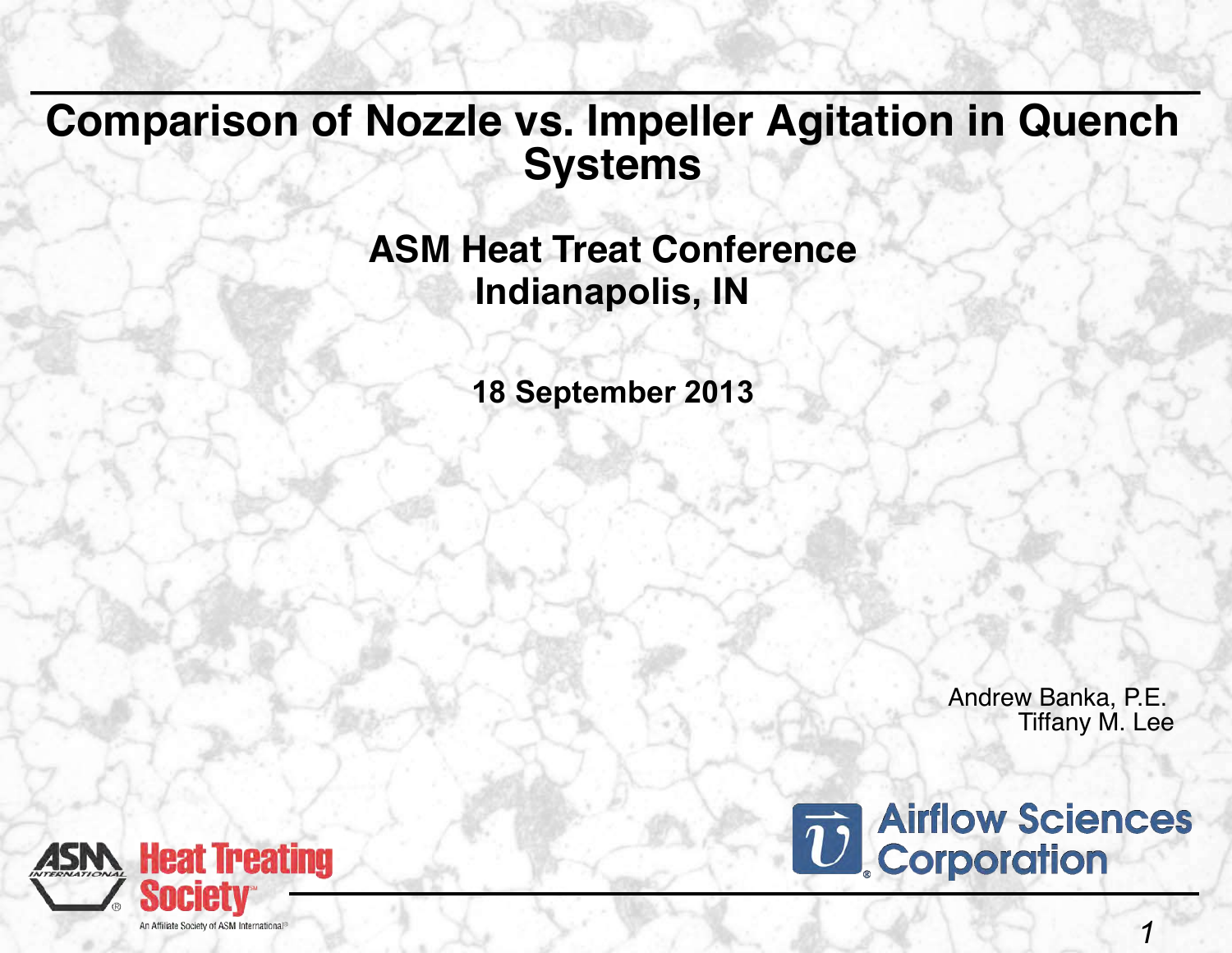# Comparison of Nozzle vs. Impeller Agitation in Quench Systems

## ASM Heat Treat Conference
## Indianapolis, IN

**18 September 2013**

Andrew Banka, P.E.
Tiffany M. Lee

ASM International Heat Treating Society
An Affiliate Society of ASM International

Airflow Sciences Corporation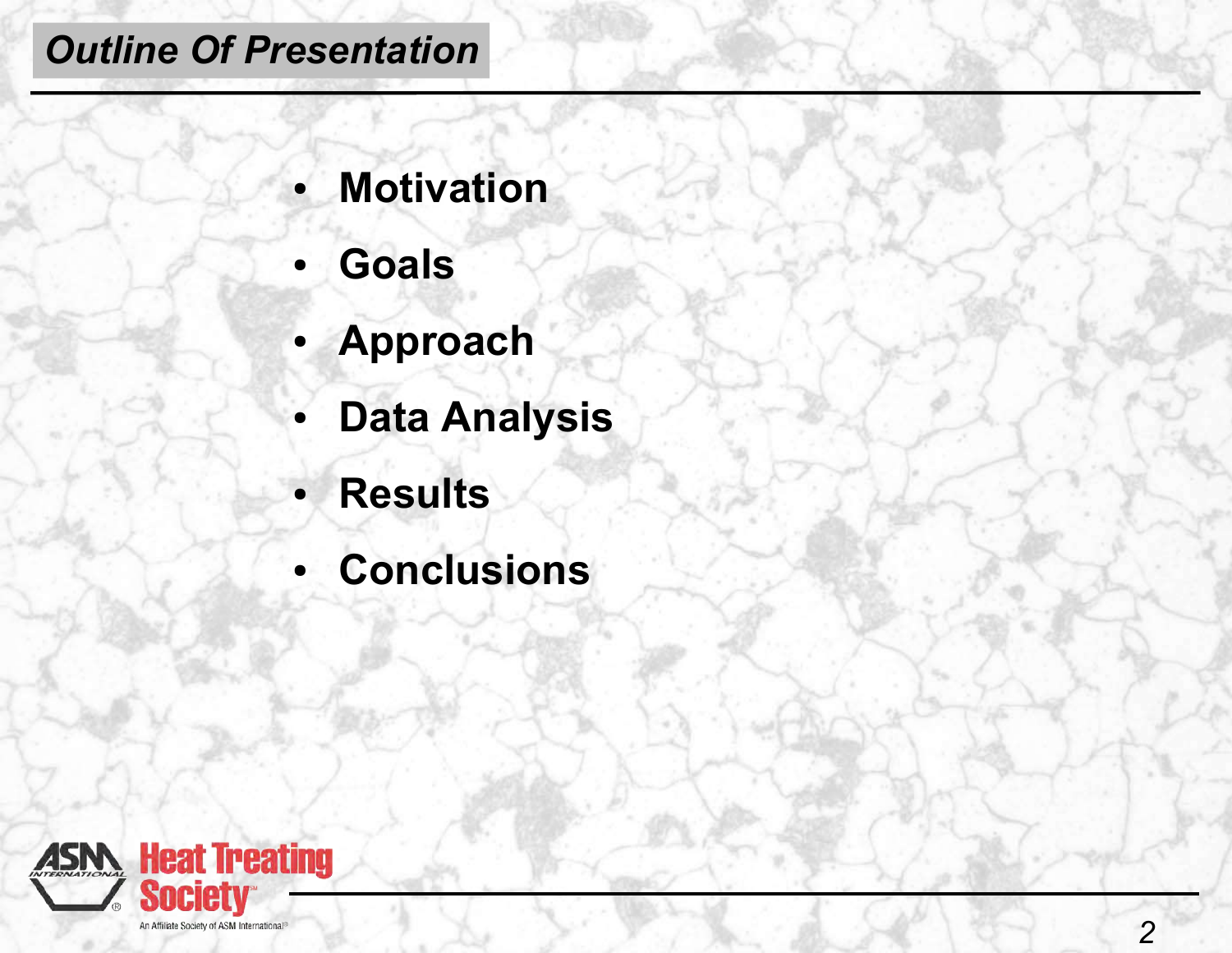## *Outline Of Presentation*

- **Motivation**
- **Goals**
- **Approach**
- **Data Analysis**
- **Results**
- **Conclusions**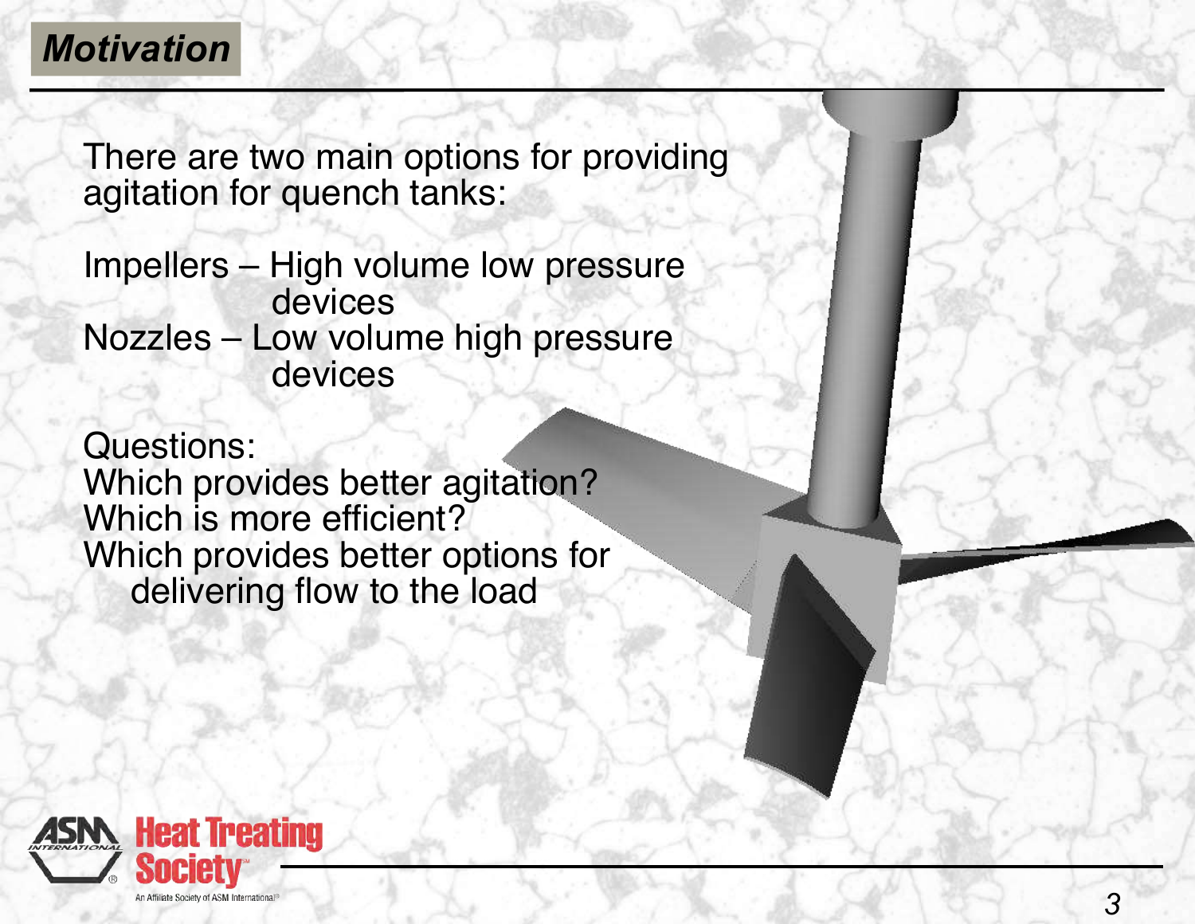## *Motivation*

There are two main options for providing agitation for quench tanks:

Impellers – High volume low pressure devices
Nozzles – Low volume high pressure devices

Questions:
Which provides better agitation?
Which is more efficient?
Which provides better options for delivering flow to the load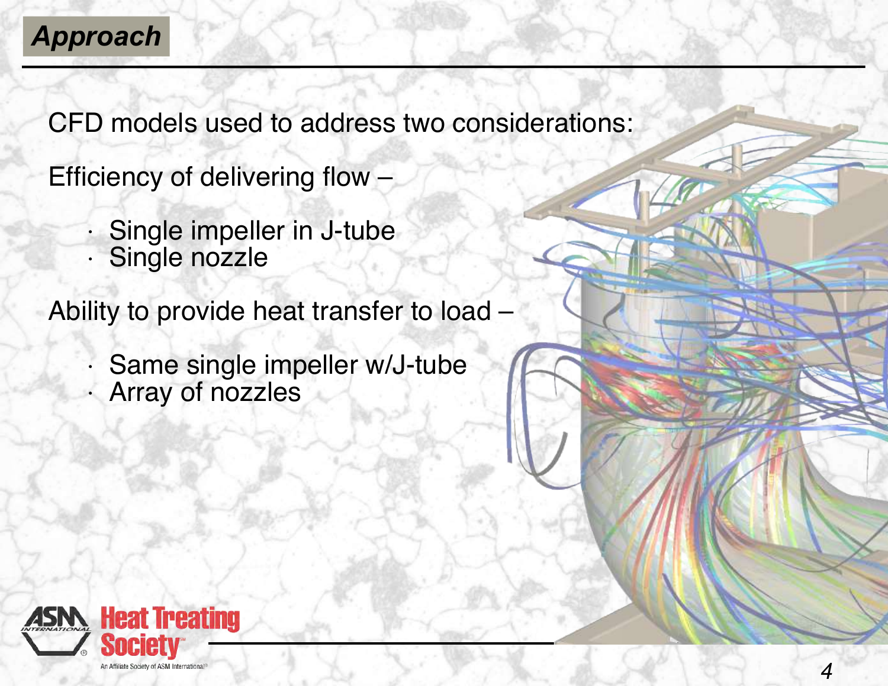## Approach

CFD models used to address two considerations:

Efficiency of delivering flow –

- Single impeller in J-tube
- Single nozzle

Ability to provide heat transfer to load –

- Same single impeller w/J-tube
- Array of nozzles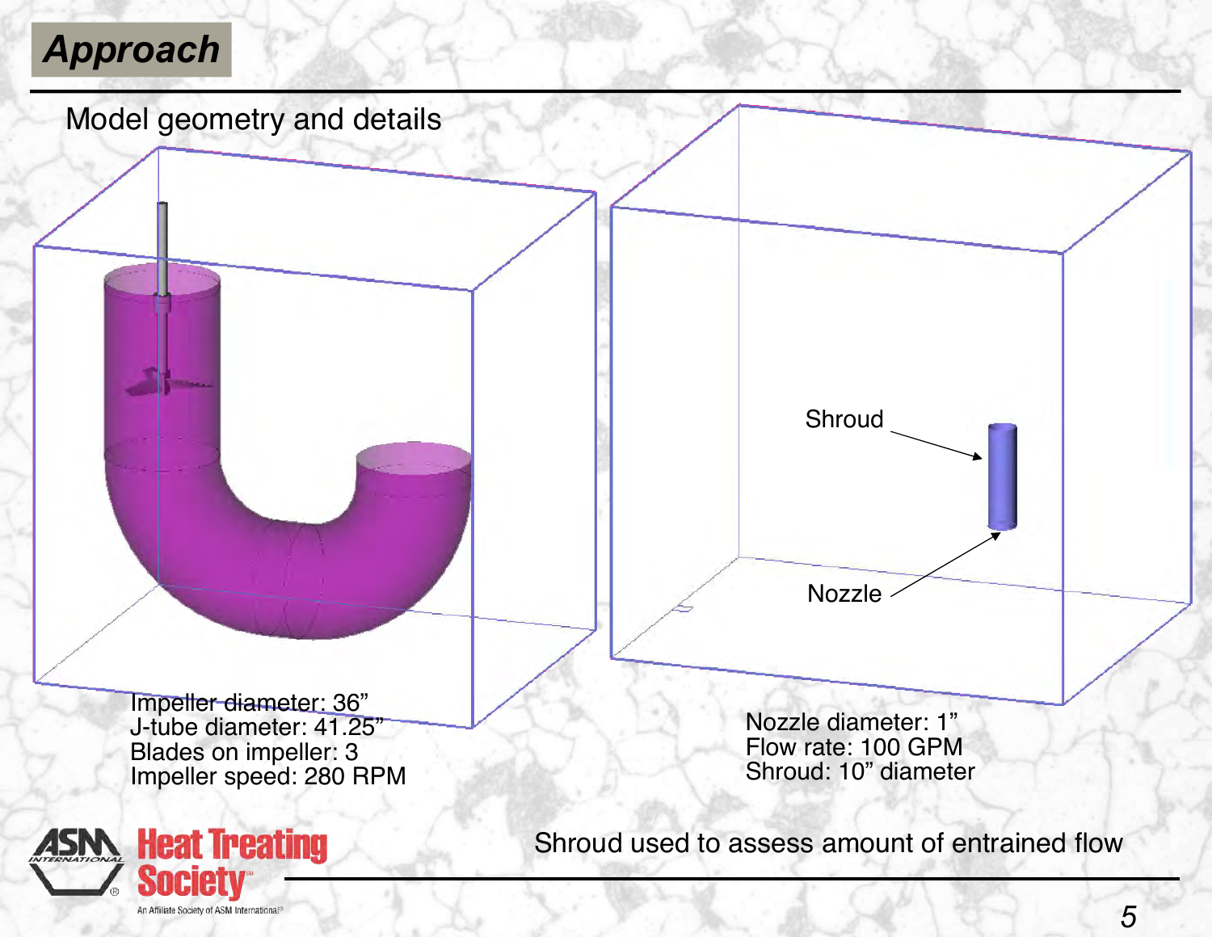# Approach

Model geometry and details

Shroud

Nozzle

Impeller diameter: 36”
J-tube diameter: 41.25”
Blades on impeller: 3
Impeller speed: 280 RPM

Nozzle diameter: 1”
Flow rate: 100 GPM
Shroud: 10” diameter

Shroud used to assess amount of entrained flow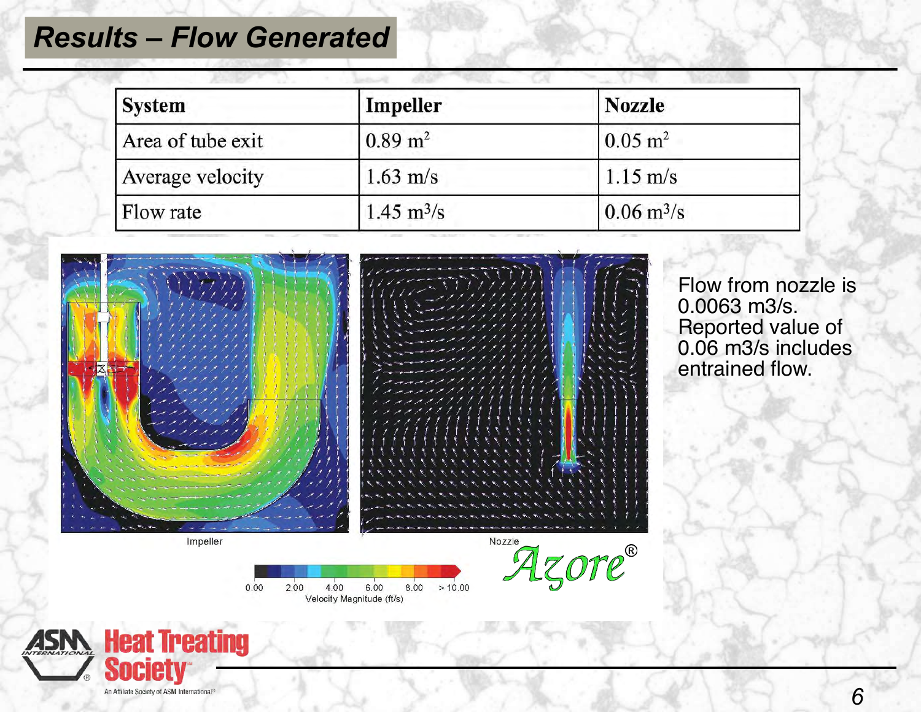# Results – Flow Generated

| System | Impeller | Nozzle |
|---|---|---|
| Area of tube exit | 0.89 $m^2$ | 0.05 $m^2$ |
| Average velocity | 1.63 m/s | 1.15 m/s |
| Flow rate | 1.45 $m^3/s$ | 0.06 $m^3/s$ |

Impeller

Nozzle

Velocity Magnitude (ft/s)

Flow from nozzle is 0.0063 m3/s. Reported value of 0.06 m3/s includes entrained flow.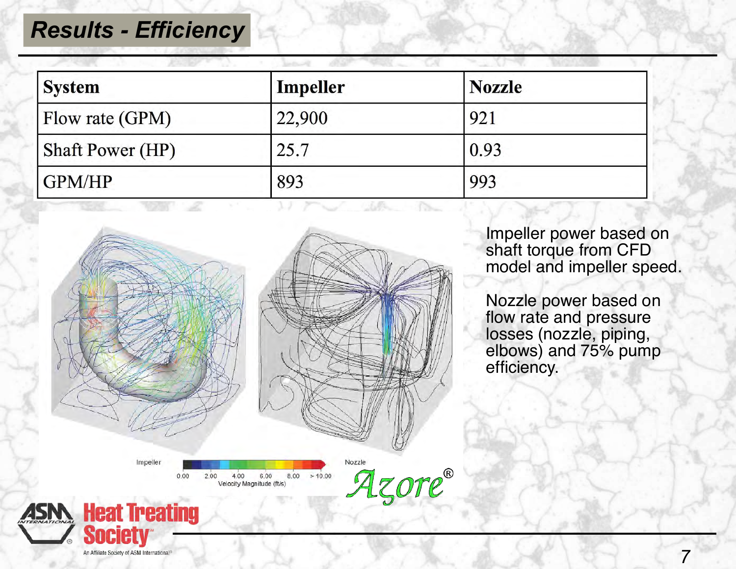# Results - Efficiency

| System | Impeller | Nozzle |
|---|---|---|
| Flow rate (GPM) | 22,900 | 921 |
| Shaft Power (HP) | 25.7 | 0.93 |
| GPM/HP | 893 | 993 |

Impeller power based on shaft torque from CFD model and impeller speed.

Nozzle power based on flow rate and pressure losses (nozzle, piping, elbows) and 75% pump efficiency.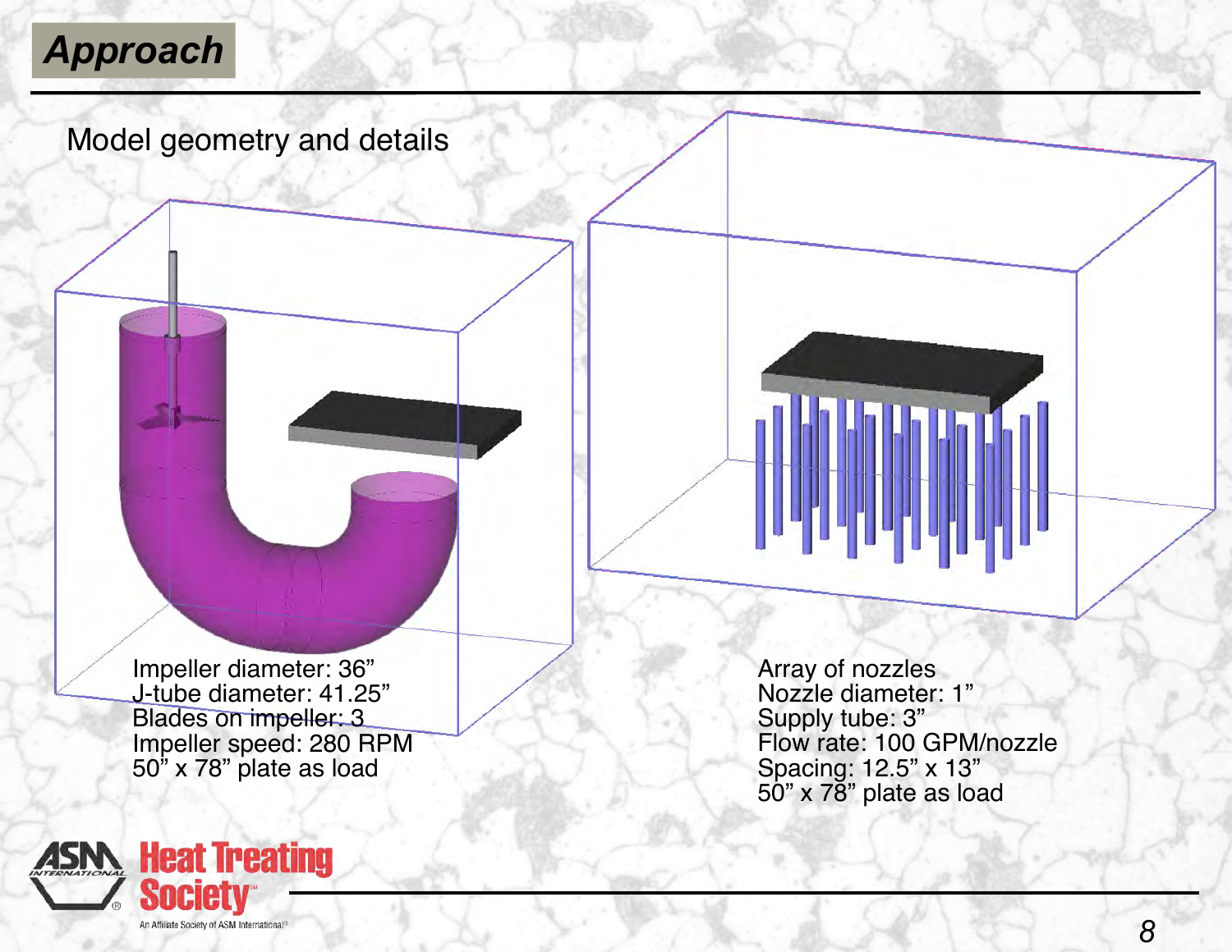# Approach

Model geometry and details

Impeller diameter: 36”
J-tube diameter: 41.25”
Blades on impeller: 3
Impeller speed: 280 RPM
50” x 78” plate as load

Array of nozzles
Nozzle diameter: 1”
Supply tube: 3”
Flow rate: 100 GPM/nozzle
Spacing: 12.5” x 13”
50” x 78” plate as load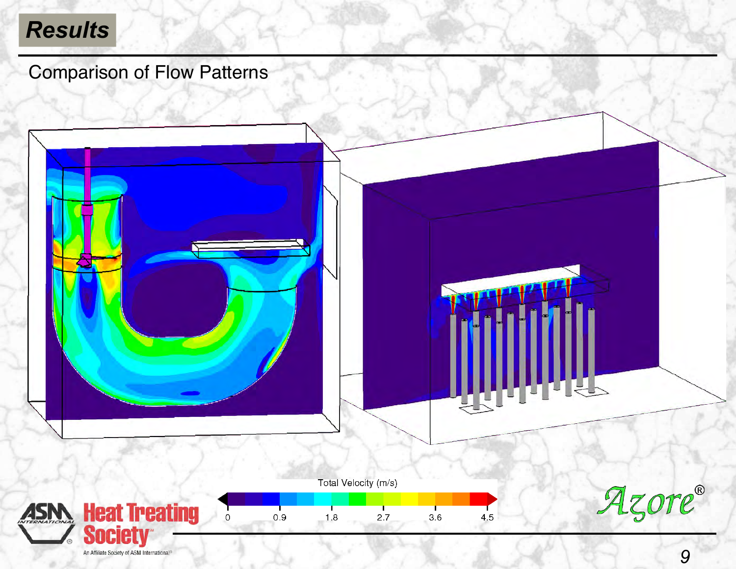## Results

Comparison of Flow Patterns

Total Velocity (m/s)

0 0.9 1.8 2.7 3.6 4.5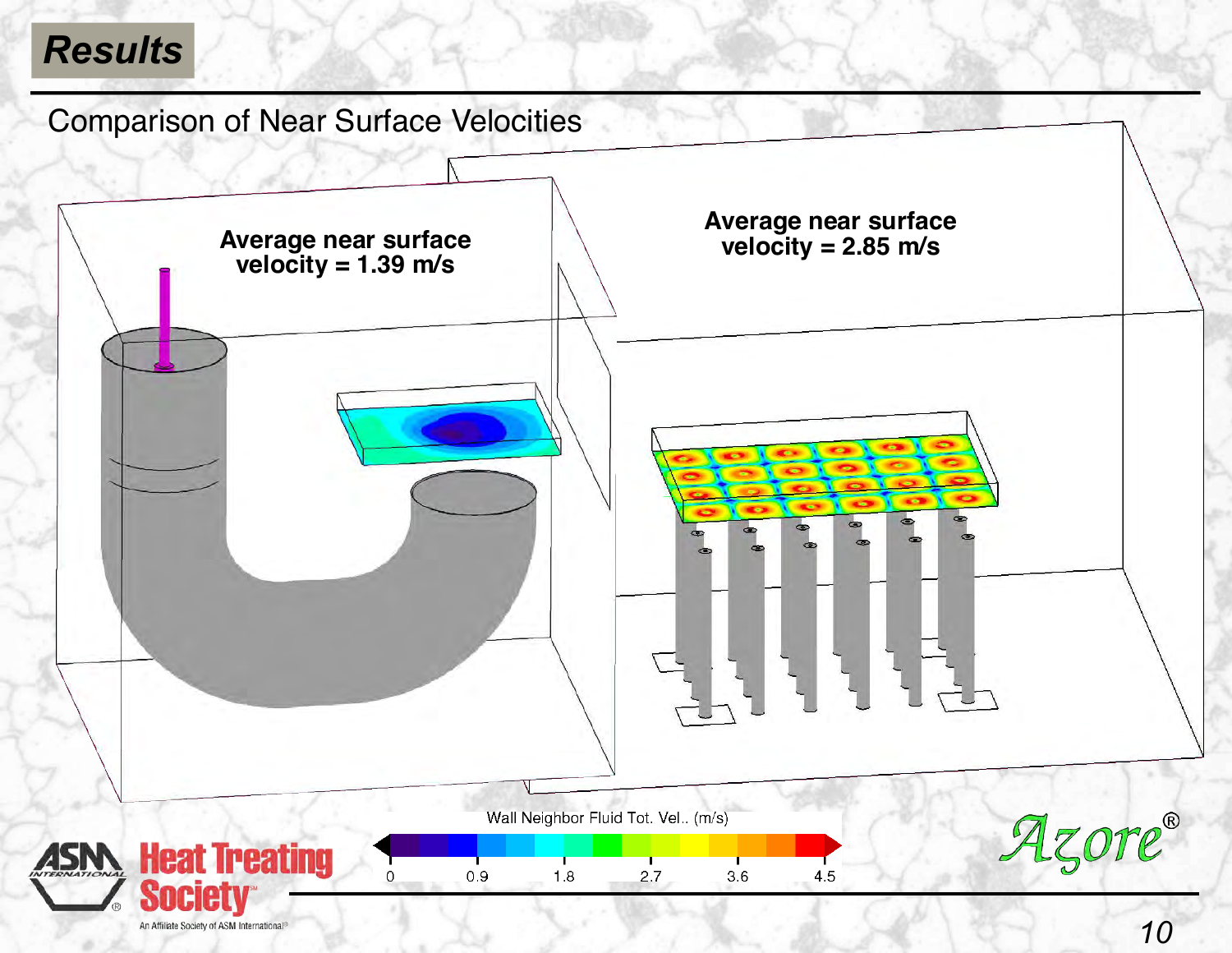# Results

## Comparison of Near Surface Velocities

Average near surface velocity = 1.39 m/s

Average near surface velocity = 2.85 m/s

Wall Neighbor Fluid Tot. Vel.. (m/s)

0 0.9 1.8 2.7 3.6 4.5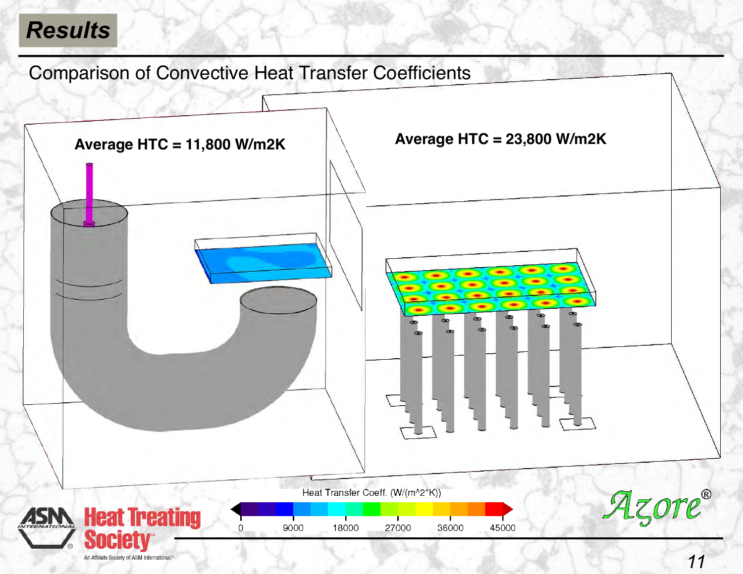# Results

## Comparison of Convective Heat Transfer Coefficients

Average HTC = 11,800 W/m2K

Average HTC = 23,800 W/m2K

Heat Transfer Coeff. (W/(m^2*K))

0 9000 18000 27000 36000 45000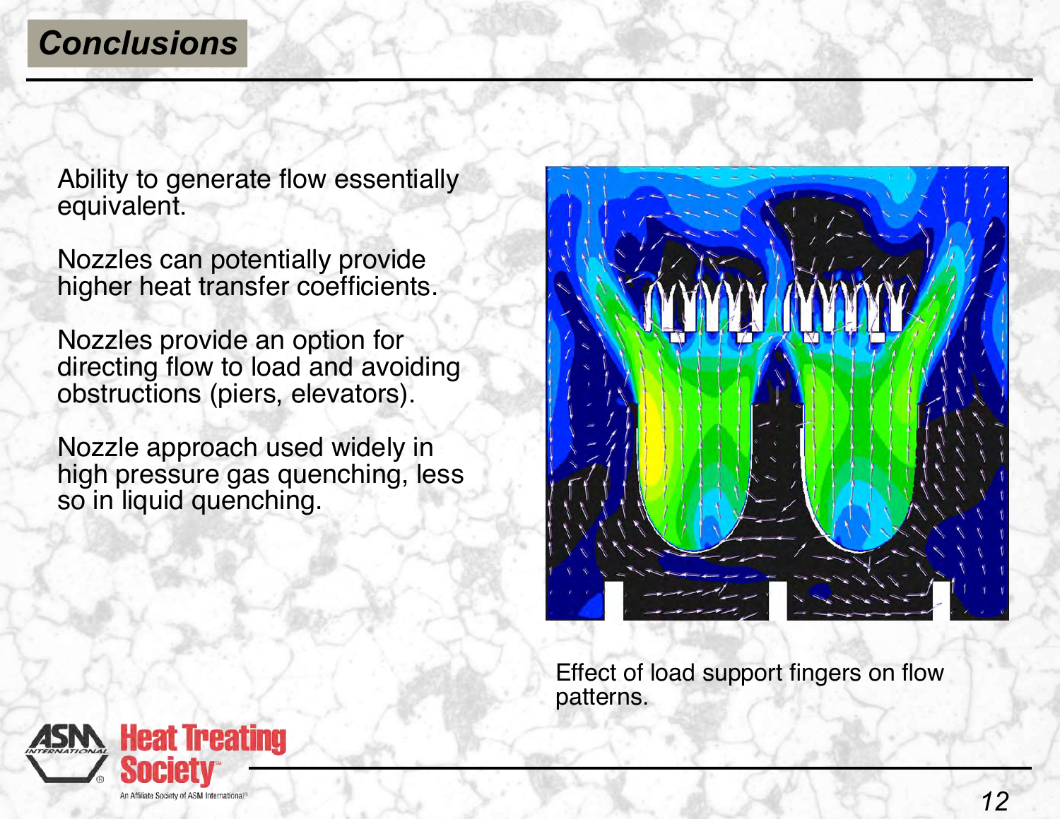# Conclusions

Ability to generate flow essentially equivalent.

Nozzles can potentially provide higher heat transfer coefficients.

Nozzles provide an option for directing flow to load and avoiding obstructions (piers, elevators).

Nozzle approach used widely in high pressure gas quenching, less so in liquid quenching.

Effect of load support fingers on flow patterns.